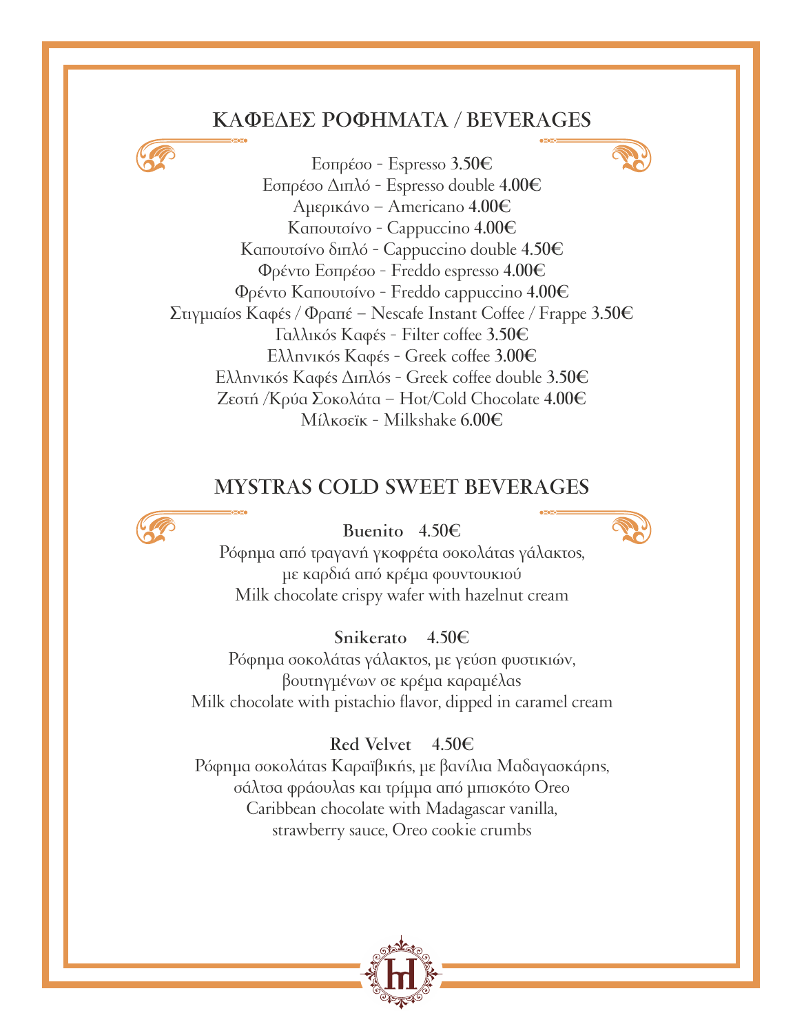## ΚΑΦΕΔΕΣ ΡΟΦΗΜΑΤΑ / BEVERAGES

Εσπρέσο - Espresso **3.50€**
Εσπρέσο Διπλό - Espresso double **4.00€**
Αμερικάνο – Americano **4.00€**
Καπουτσίνο - Cappuccino **4.00€**
Καπουτσίνο διπλό - Cappuccino double **4.50€**
Φρέντο Εσπρέσο - Freddo espresso **4.00€**
Φρέντο Καπουτσίνο - Freddo cappuccino **4.00€**
Στιγμιαίος Καφές / Φραπέ – Nescafe Instant Coffee / Frappe **3.50€**
Γαλλικός Καφές - Filter coffee **3.50€**
Ελληνικός Καφές - Greek coffee **3.00€**
Ελληνικός Καφές Διπλός - Greek coffee double **3.50€**
Ζεστή /Κρύα Σοκολάτα – Hot/Cold Chocolate **4.00€**
Μίλκσεϊκ - Milkshake **6.00€**

## MYSTRAS COLD SWEET BEVERAGES

**Buenito 4.50€**
Ρόφημα από τραγανή γκοφρέτα σοκολάτας γάλακτος,
με καρδιά από κρέμα φουντουκιού
Milk chocolate crispy wafer with hazelnut cream

**Snikerato 4.50€**
Ρόφημα σοκολάτας γάλακτος, με γεύση φυστικιών,
βουτηγμένων σε κρέμα καραμέλας
Milk chocolate with pistachio flavor, dipped in caramel cream

**Red Velvet 4.50€**
Ρόφημα σοκολάτας Καραϊβικής, με βανίλια Μαδαγασκάρης,
σάλτσα φράουλας και τρίμμα από μπισκότο Oreo
Caribbean chocolate with Madagascar vanilla,
strawberry sauce, Oreo cookie crumbs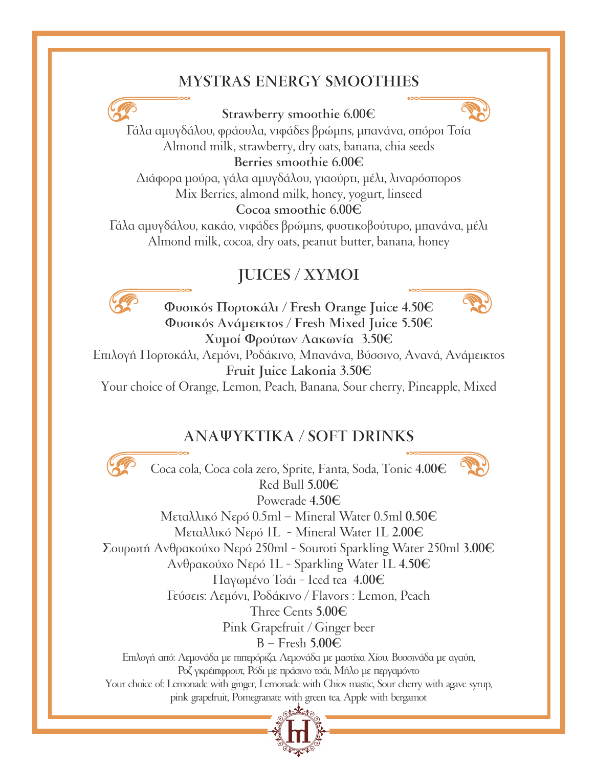## MYSTRAS ENERGY SMOOTHIES

**Strawberry smoothie 6.00€**

Γάλα αμυγδάλου, φράουλα, νιφάδες βρώμης, μπανάνα, σπόροι Τσία

Almond milk, strawberry, dry oats, banana, chia seeds

**Berries smoothie 6.00€**

Διάφορα μούρα, γάλα αμυγδάλου, γιαούρτι, μέλι, λιναρόσπορος

Mix Berries, almond milk, honey, yogurt, linseed

**Cocoa smoothie 6.00€**

Γάλα αμυγδάλου, κακάο, νιφάδες βρώμης, φυστικοβούτυρο, μπανάνα, μέλι

Almond milk, cocoa, dry oats, peanut butter, banana, honey

## JUICES / ΧΥΜΟΙ

**Φυσικός Πορτοκάλι / Fresh Orange Juice 4.50€**

**Φυσικός Ανάμεικτος / Fresh Mixed Juice 5.50€**

**Χυμοί Φρούτων Λακωνία 3.50€**

Επιλογή Πορτοκάλι, Λεμόνι, Ροδάκινο, Μπανάνα, Βύσσινο, Ανανά, Ανάμεικτος

**Fruit Juice Lakonia 3.50€**

Your choice of Orange, Lemon, Peach, Banana, Sour cherry, Pineapple, Mixed

## ΑΝΑΨΥΚΤΙΚΑ / SOFT DRINKS

Coca cola, Coca cola zero, Sprite, Fanta, Soda, Tonic **4.00€**

Red Bull **5.00€**

Powerade **4.50€**

Μεταλλικό Νερό 0.5ml – Mineral Water 0.5ml **0.50€**

Μεταλλικό Νερό 1L - Mineral Water 1L **2.00€**

Σουρωτή Ανθρακούχο Νερό 250ml - Souroti Sparkling Water 250ml **3.00€**

Ανθρακούχο Νερό 1L - Sparkling Water 1L **4.50€**

Παγωμένο Τσάι - Iced tea **4.00€**

Γεύσεις: Λεμόνι, Ροδάκινο / Flavors : Lemon, Peach

Three Cents **5.00€**

Pink Grapefruit / Ginger beer

B – Fresh **5.00€**

Επιλογή από: Λεμονάδα με πιπερόριζα, Λεμονάδα με μαστίχα Χίου, Βυσσινάδα με αγαύη, Ροζ γκρέιπφρουτ, Ρόδι με πράσινο τσάι, Μήλο με περγαμόντο

Your choice of: Lemonade with ginger, Lemonade with Chios mastic, Sour cherry with agave syrup, pink grapefruit, Pomegranate with green tea, Apple with bergamot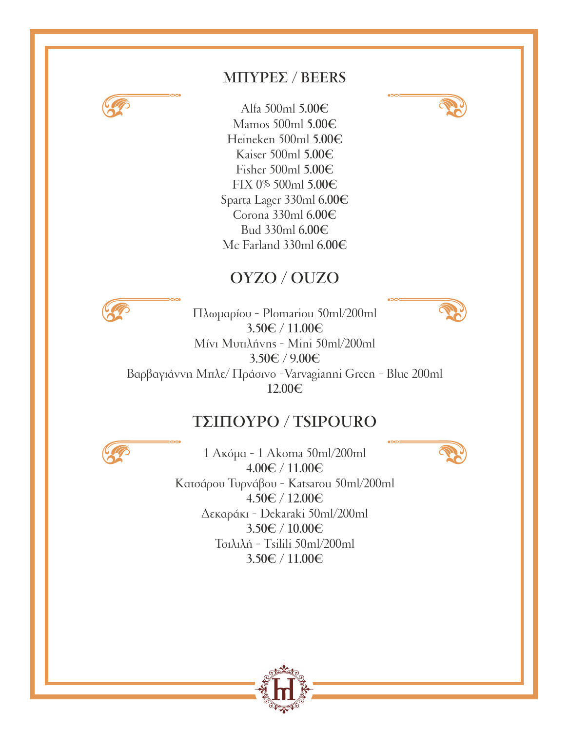## ΜΠΥΡΕΣ / BEERS

Alfa 500ml **5.00€**
Mamos 500ml **5.00€**
Heineken 500ml **5.00€**
Kaiser 500ml **5.00€**
Fisher 500ml **5.00€**
FIX 0% 500ml **5.00€**
Sparta Lager 330ml **6.00€**
Corona 330ml **6.00€**
Bud 330ml **6.00€**
Mc Farland 330ml **6.00€**

## ΟΥΖΟ / OUZO

Πλωμαρίου - Plomariou 50ml/200ml
**3.50€ / 11.00€**
Μίνι Μυτιλήνης - Mini 50ml/200ml
**3.50€ / 9.00€**
Βαρβαγιάννη Μπλε/ Πράσινο -Varvagianni Green - Blue 200ml
**12.00€**

## ΤΣΙΠΟΥΡΟ / TSIPOURO

1 Ακόμα - 1 Akoma 50ml/200ml
**4.00€ / 11.00€**
Κατσάρου Τυρνάβου - Katsarou 50ml/200ml
**4.50€ / 12.00€**
Δεκαράκι - Dekaraki 50ml/200ml
**3.50€ / 10.00€**
Τσιλιλή - Tsilili 50ml/200ml
**3.50€ / 11.00€**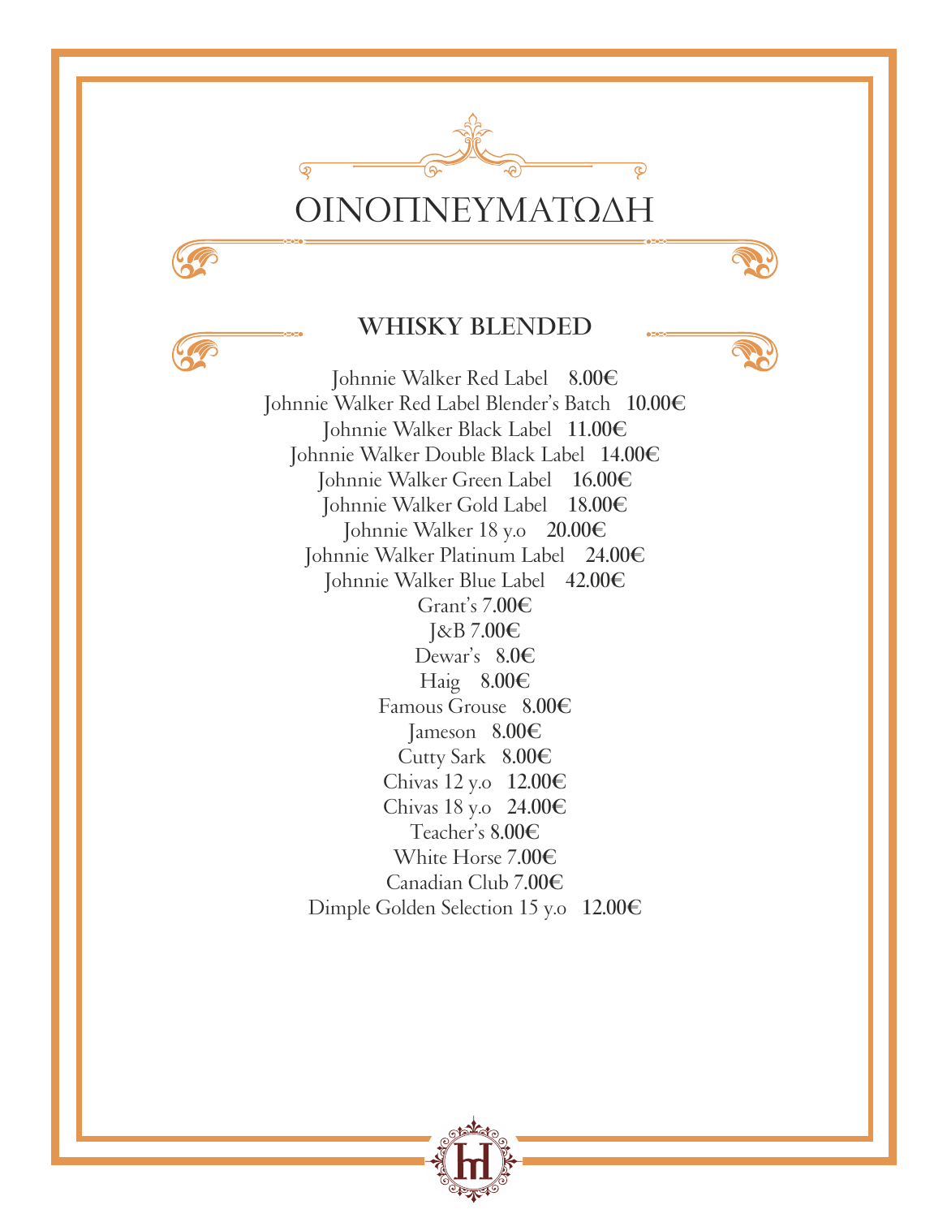# ΟΙΝΟΠΝΕΥΜΑΤΩΔΗ

## WHISKY BLENDED

Johnnie Walker Red Label **8.00€**
Johnnie Walker Red Label Blender's Batch **10.00€**
Johnnie Walker Black Label **11.00€**
Johnnie Walker Double Black Label **14.00€**
Johnnie Walker Green Label **16.00€**
Johnnie Walker Gold Label **18.00€**
Johnnie Walker 18 y.o **20.00€**
Johnnie Walker Platinum Label **24.00€**
Johnnie Walker Blue Label **42.00€**
Grant's **7.00€**
J&B **7.00€**
Dewar's **8.0€**
Haig **8.00€**
Famous Grouse **8.00€**
Jameson **8.00€**
Cutty Sark **8.00€**
Chivas 12 y.o **12.00€**
Chivas 18 y.o **24.00€**
Teacher's **8.00€**
White Horse **7.00€**
Canadian Club **7.00€**
Dimple Golden Selection 15 y.o **12.00€**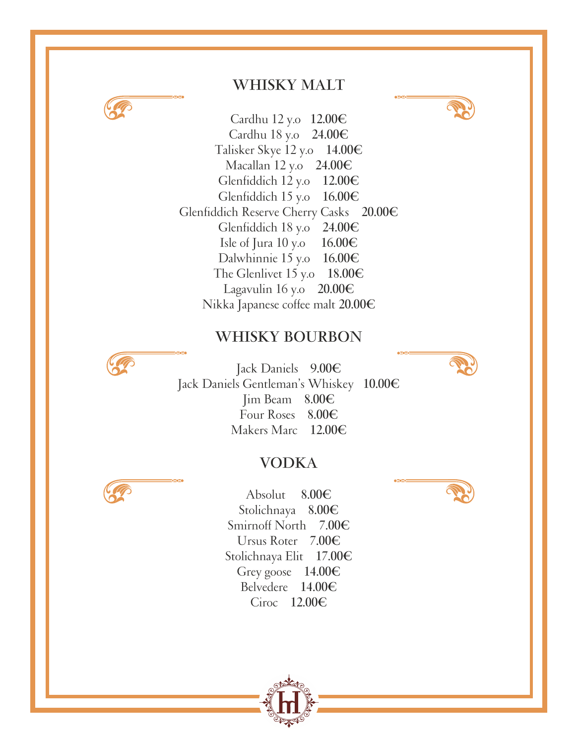## WHISKY MALT

Cardhu 12 y.o **12.00€**
Cardhu 18 y.o **24.00€**
Talisker Skye 12 y.o **14.00€**
Macallan 12 y.o **24.00€**
Glenfiddich 12 y.o **12.00€**
Glenfiddich 15 y.o **16.00€**
Glenfiddich Reserve Cherry Casks **20.00€**
Glenfiddich 18 y.o **24.00€**
Isle of Jura 10 y.o **16.00€**
Dalwhinnie 15 y.o **16.00€**
The Glenlivet 15 y.o **18.00€**
Lagavulin 16 y.o **20.00€**
Nikka Japanese coffee malt **20.00€**

## WHISKY BOURBON

Jack Daniels **9.00€**
Jack Daniels Gentleman's Whiskey **10.00€**
Jim Beam **8.00€**
Four Roses **8.00€**
Makers Marc **12.00€**

## VODKA

Absolut **8.00€**
Stolichnaya **8.00€**
Smirnoff North **7.00€**
Ursus Roter **7.00€**
Stolichnaya Elit **17.00€**
Grey goose **14.00€**
Belvedere **14.00€**
Ciroc **12.00€**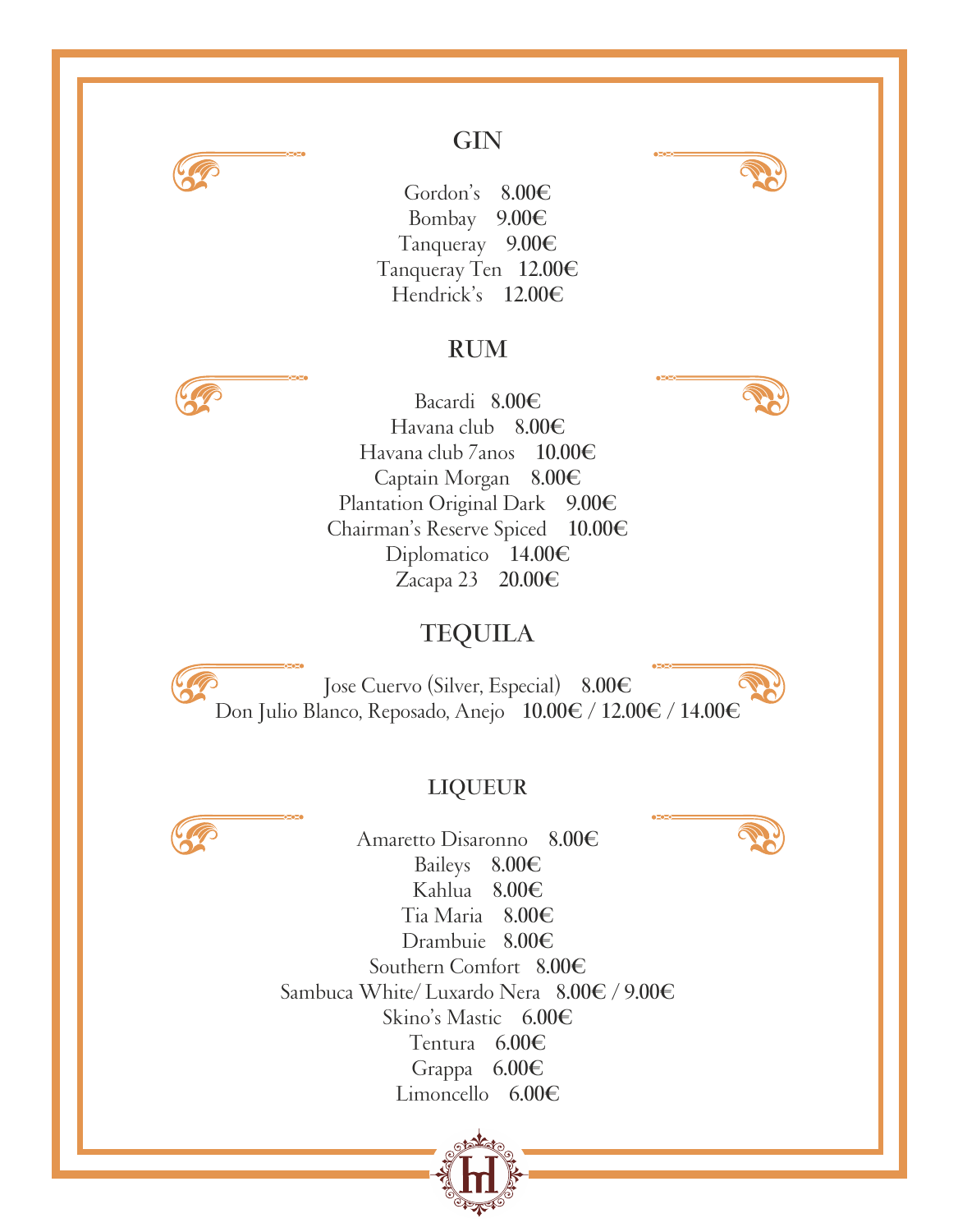## GIN

Gordon's **8.00€**
Bombay **9.00€**
Tanqueray **9.00€**
Tanqueray Ten **12.00€**
Hendrick's **12.00€**

## RUM

Bacardi **8.00€**
Havana club **8.00€**
Havana club 7anos **10.00€**
Captain Morgan **8.00€**
Plantation Original Dark **9.00€**
Chairman's Reserve Spiced **10.00€**
Diplomatico **14.00€**
Zacapa 23 **20.00€**

## TEQUILA

Jose Cuervo (Silver, Especial) **8.00€**
Don Julio Blanco, Reposado, Anejo **10.00€ / 12.00€ / 14.00€**

## LIQUEUR

Amaretto Disaronno **8.00€**
Baileys **8.00€**
Kahlua **8.00€**
Tia Maria **8.00€**
Drambuie **8.00€**
Southern Comfort **8.00€**
Sambuca White/ Luxardo Nera **8.00€ / 9.00€**
Skino's Mastic **6.00€**
Tentura **6.00€**
Grappa **6.00€**
Limoncello **6.00€**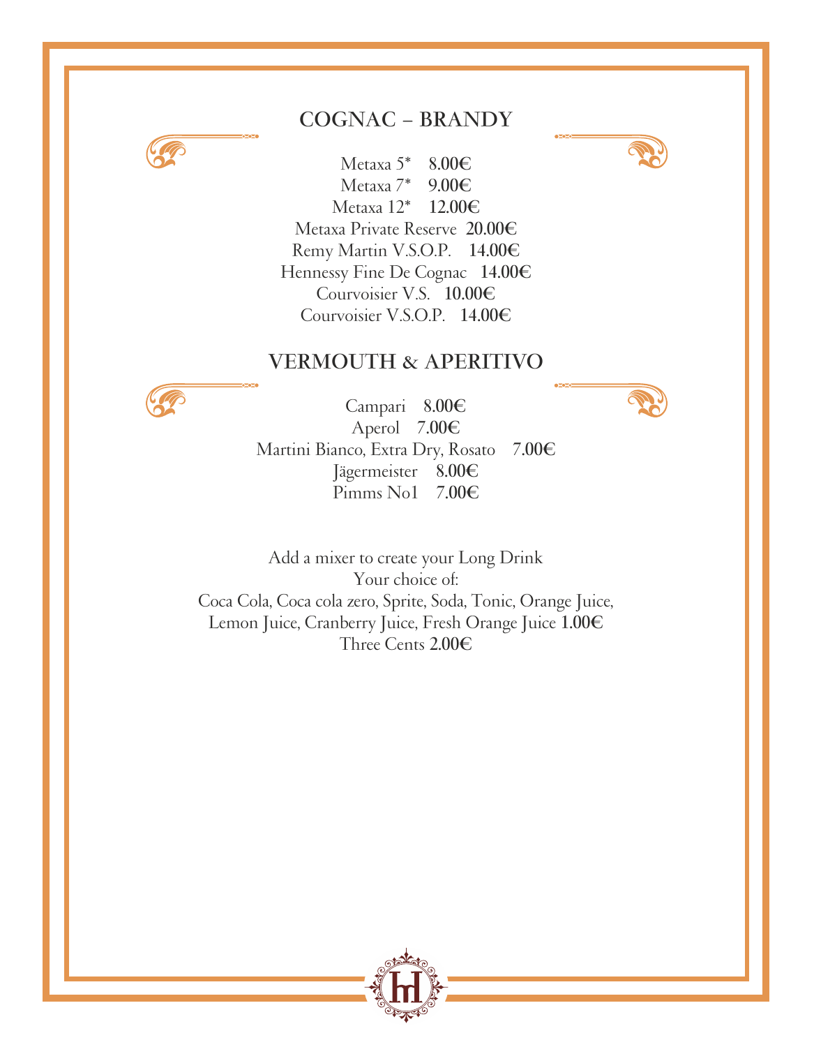## COGNAC – BRANDY

Metaxa 5* **8.00€**
Metaxa 7* **9.00€**
Metaxa 12* **12.00€**
Metaxa Private Reserve **20.00€**
Remy Martin V.S.O.P. **14.00€**
Hennessy Fine De Cognac **14.00€**
Courvoisier V.S. **10.00€**
Courvoisier V.S.O.P. **14.00€**

## VERMOUTH & APERITIVO

Campari **8.00€**
Aperol **7.00€**
Martini Bianco, Extra Dry, Rosato **7.00€**
Jägermeister **8.00€**
Pimms No1 **7.00€**

Add a mixer to create your Long Drink
Your choice of:
Coca Cola, Coca cola zero, Sprite, Soda, Tonic, Orange Juice,
Lemon Juice, Cranberry Juice, Fresh Orange Juice **1.00€**
Three Cents **2.00€**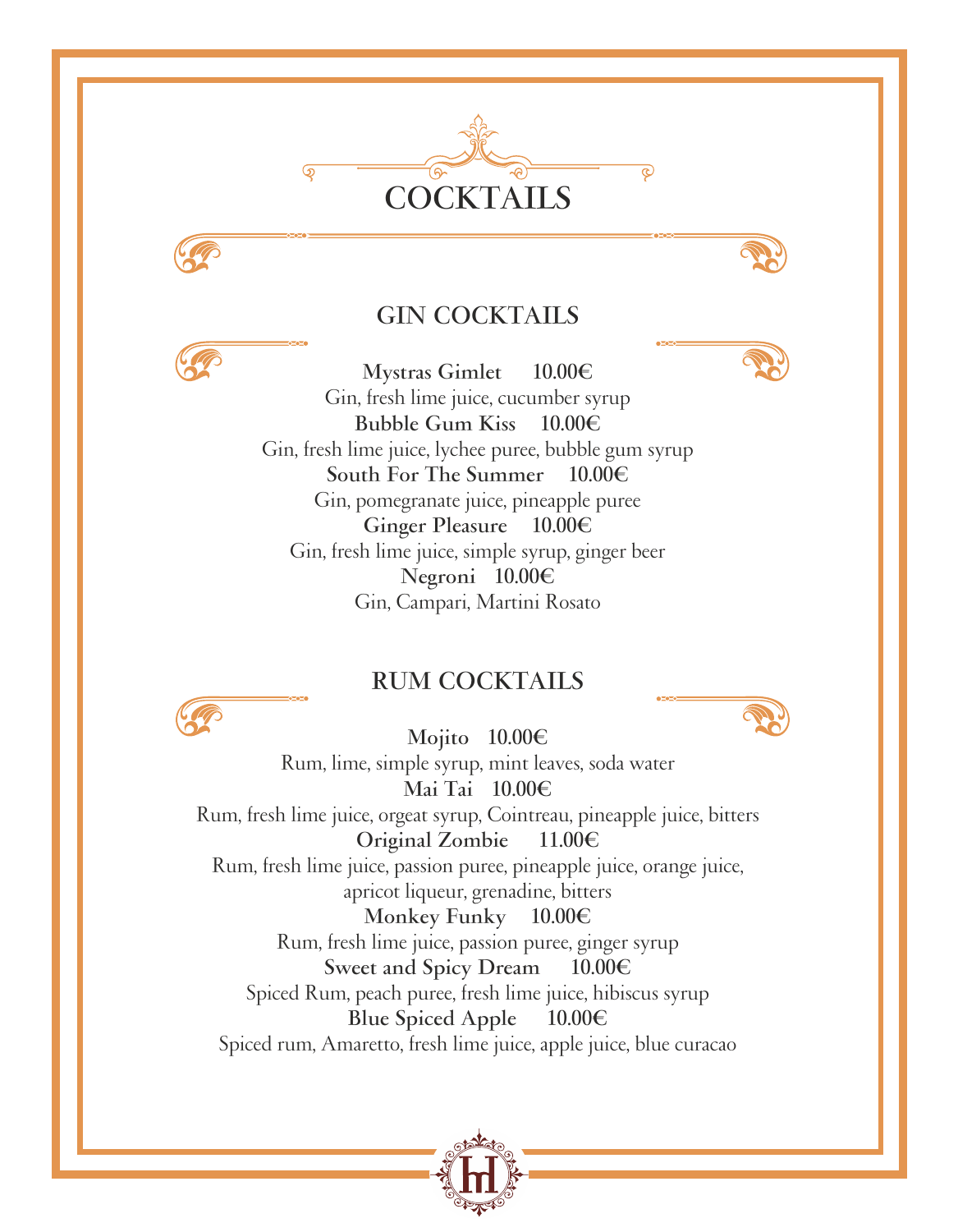# COCKTAILS

## GIN COCKTAILS

**Mystras Gimlet 10.00€**
Gin, fresh lime juice, cucumber syrup

**Bubble Gum Kiss 10.00€**
Gin, fresh lime juice, lychee puree, bubble gum syrup

**South For The Summer 10.00€**
Gin, pomegranate juice, pineapple puree

**Ginger Pleasure 10.00€**
Gin, fresh lime juice, simple syrup, ginger beer

**Negroni 10.00€**
Gin, Campari, Martini Rosato

## RUM COCKTAILS

**Mojito 10.00€**
Rum, lime, simple syrup, mint leaves, soda water

**Mai Tai 10.00€**
Rum, fresh lime juice, orgeat syrup, Cointreau, pineapple juice, bitters

**Original Zombie 11.00€**
Rum, fresh lime juice, passion puree, pineapple juice, orange juice, apricot liqueur, grenadine, bitters

**Monkey Funky 10.00€**
Rum, fresh lime juice, passion puree, ginger syrup

**Sweet and Spicy Dream 10.00€**
Spiced Rum, peach puree, fresh lime juice, hibiscus syrup

**Blue Spiced Apple 10.00€**
Spiced rum, Amaretto, fresh lime juice, apple juice, blue curacao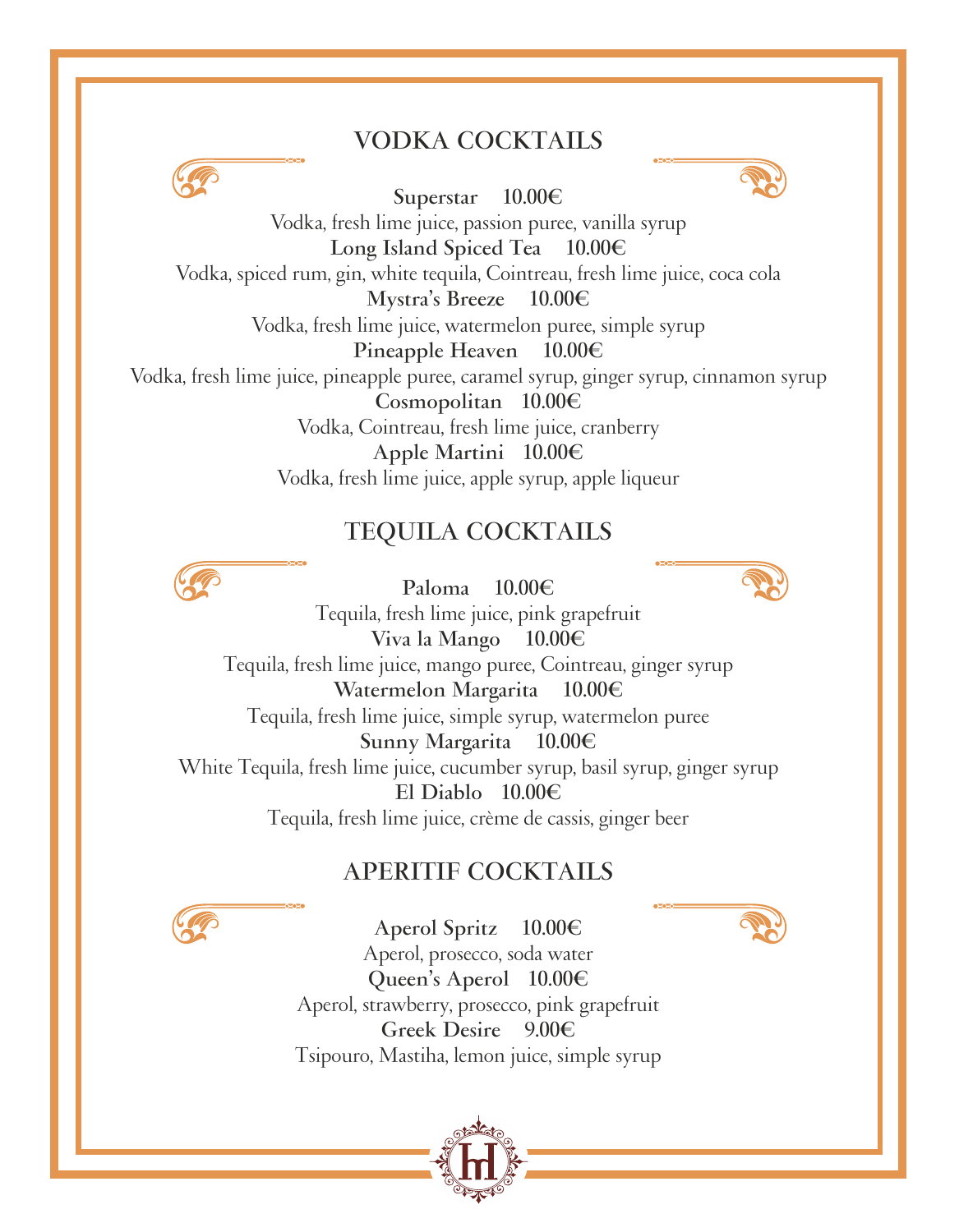## VODKA COCKTAILS

**Superstar 10.00€**
Vodka, fresh lime juice, passion puree, vanilla syrup

**Long Island Spiced Tea 10.00€**
Vodka, spiced rum, gin, white tequila, Cointreau, fresh lime juice, coca cola

**Mystra's Breeze 10.00€**
Vodka, fresh lime juice, watermelon puree, simple syrup

**Pineapple Heaven 10.00€**
Vodka, fresh lime juice, pineapple puree, caramel syrup, ginger syrup, cinnamon syrup

**Cosmopolitan 10.00€**
Vodka, Cointreau, fresh lime juice, cranberry

**Apple Martini 10.00€**
Vodka, fresh lime juice, apple syrup, apple liqueur

## TEQUILA COCKTAILS

**Paloma 10.00€**
Tequila, fresh lime juice, pink grapefruit

**Viva la Mango 10.00€**
Tequila, fresh lime juice, mango puree, Cointreau, ginger syrup

**Watermelon Margarita 10.00€**
Tequila, fresh lime juice, simple syrup, watermelon puree

**Sunny Margarita 10.00€**
White Tequila, fresh lime juice, cucumber syrup, basil syrup, ginger syrup

**El Diablo 10.00€**
Tequila, fresh lime juice, crème de cassis, ginger beer

## APERITIF COCKTAILS

**Aperol Spritz 10.00€**
Aperol, prosecco, soda water

**Queen's Aperol 10.00€**
Aperol, strawberry, prosecco, pink grapefruit

**Greek Desire 9.00€**
Tsipouro, Mastiha, lemon juice, simple syrup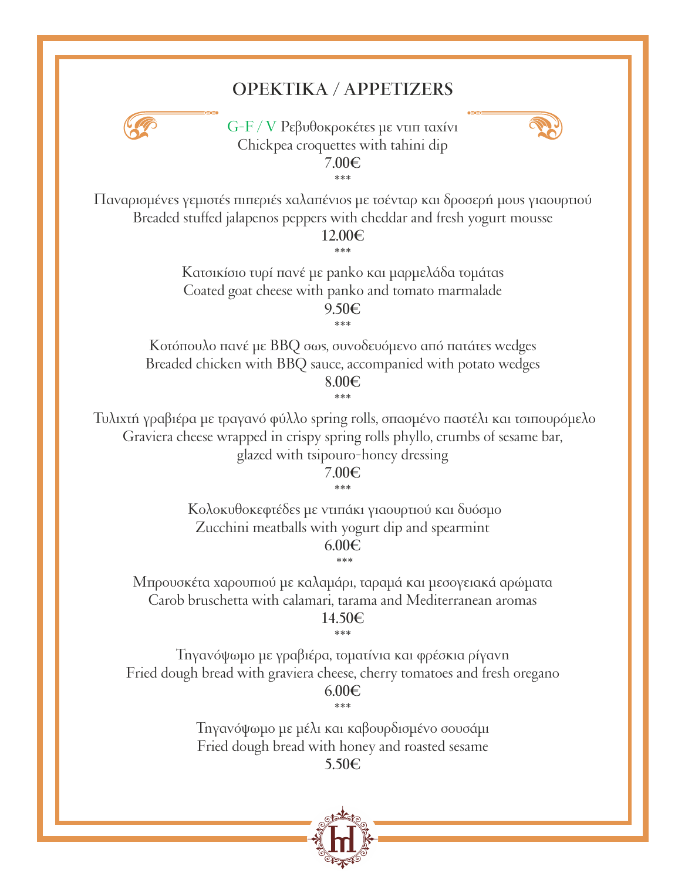# ΟΡΕΚΤΙΚΑ / APPETIZERS

G-F / V Ρεβυθοκροκέτες με ντιπ ταχίνι
Chickpea croquettes with tahini dip
7.00€

***

Παναρισμένες γεμιστές πιπεριές χαλαπένιος με τσένταρ και δροσερή μους γιαουρτιού
Breaded stuffed jalapenos peppers with cheddar and fresh yogurt mousse
12.00€

***

Κατσικίσιο τυρί πανέ με panko και μαρμελάδα τομάτας
Coated goat cheese with panko and tomato marmalade
9.50€

***

Κοτόπουλο πανέ με BBQ σως, συνοδευόμενο από πατάτες wedges
Breaded chicken with BBQ sauce, accompanied with potato wedges
8.00€

***

Τυλιχτή γραβιέρα με τραγανό φύλλο spring rolls, σπασμένο παστέλι και τσιπουρόμελο
Graviera cheese wrapped in crispy spring rolls phyllo, crumbs of sesame bar, glazed with tsipouro-honey dressing
7.00€

***

Κολοκυθοκεφτέδες με ντιπάκι γιαουρτιού και δυόσμο
Zucchini meatballs with yogurt dip and spearmint
6.00€

***

Μπρουσκέτα χαρουπιού με καλαμάρι, ταραμά και μεσογειακά αρώματα
Carob bruschetta with calamari, tarama and Mediterranean aromas
14.50€

***

Τηγανόψωμο με γραβιέρα, τοματίνια και φρέσκια ρίγανη
Fried dough bread with graviera cheese, cherry tomatoes and fresh oregano
6.00€

***

Τηγανόψωμο με μέλι και καβουρδισμένο σουσάμι
Fried dough bread with honey and roasted sesame
5.50€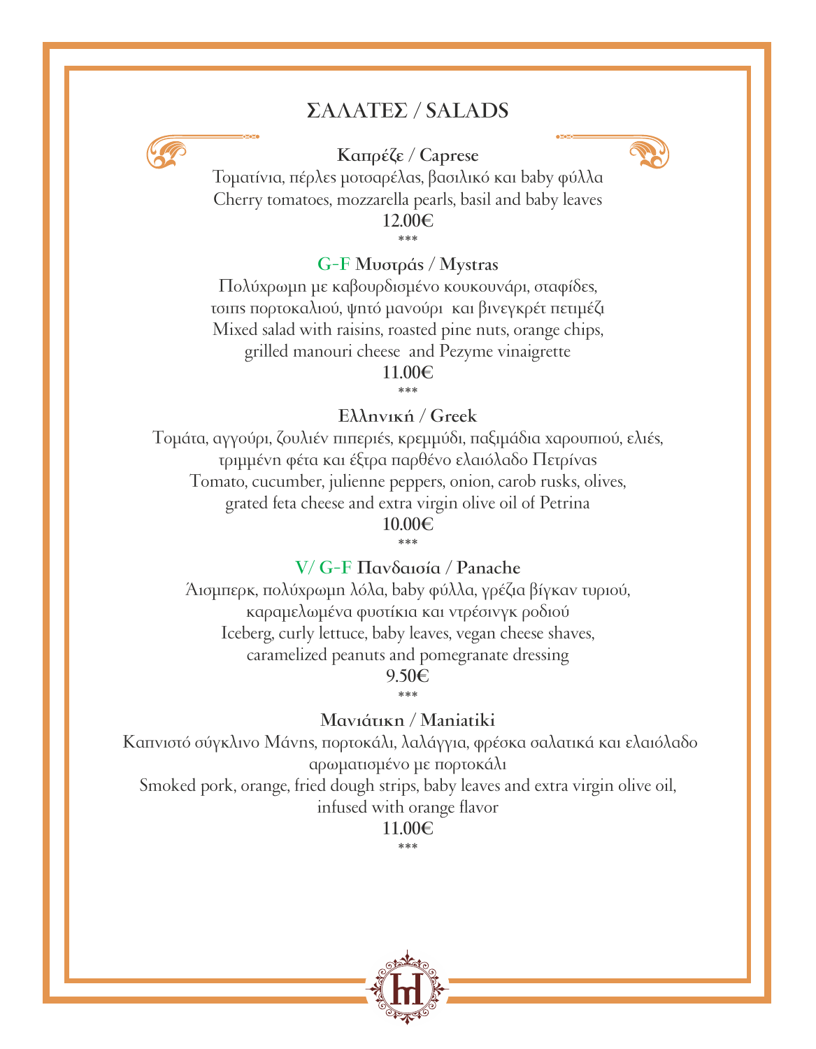# ΣΑΛΑΤΕΣ / SALADS

**Καπρέζε / Caprese**

Τοματίνια, πέρλες μοτσαρέλας, βασιλικό και baby φύλλα
Cherry tomatoes, mozzarella pearls, basil and baby leaves

**12.00€**

\*\*\*

**G-F Μυστράς / Mystras**

Πολύχρωμη με καβουρδισμένο κουκουνάρι, σταφίδες,
τσιπς πορτοκαλιού, ψητό μανούρι και βινεγκρέτ πετιμέζι
Mixed salad with raisins, roasted pine nuts, orange chips,
grilled manouri cheese and Pezyme vinaigrette

**11.00€**

\*\*\*

**Ελληνική / Greek**

Τομάτα, αγγούρι, ζουλιέν πιπεριές, κρεμμύδι, παξιμάδια χαρουπιού, ελιές,
τριμμένη φέτα και έξτρα παρθένο ελαιόλαδο Πετρίνας
Tomato, cucumber, julienne peppers, onion, carob rusks, olives,
grated feta cheese and extra virgin olive oil of Petrina

**10.00€**

\*\*\*

**V/ G-F Πανδαισία / Panache**

Άισμπερκ, πολύχρωμη λόλα, baby φύλλα, γρέζια βίγκαν τυριού,
καραμελωμένα φυστίκια και ντρέσινγκ ροδιού
Iceberg, curly lettuce, baby leaves, vegan cheese shaves,
caramelized peanuts and pomegranate dressing

**9.50€**

\*\*\*

**Μανιάτικη / Maniatiki**

Καπνιστό σύγκλινο Μάνης, πορτοκάλι, λαλάγγια, φρέσκα σαλατικά και ελαιόλαδο
αρωματισμένο με πορτοκάλι
Smoked pork, orange, fried dough strips, baby leaves and extra virgin olive oil,
infused with orange flavor

**11.00€**

\*\*\*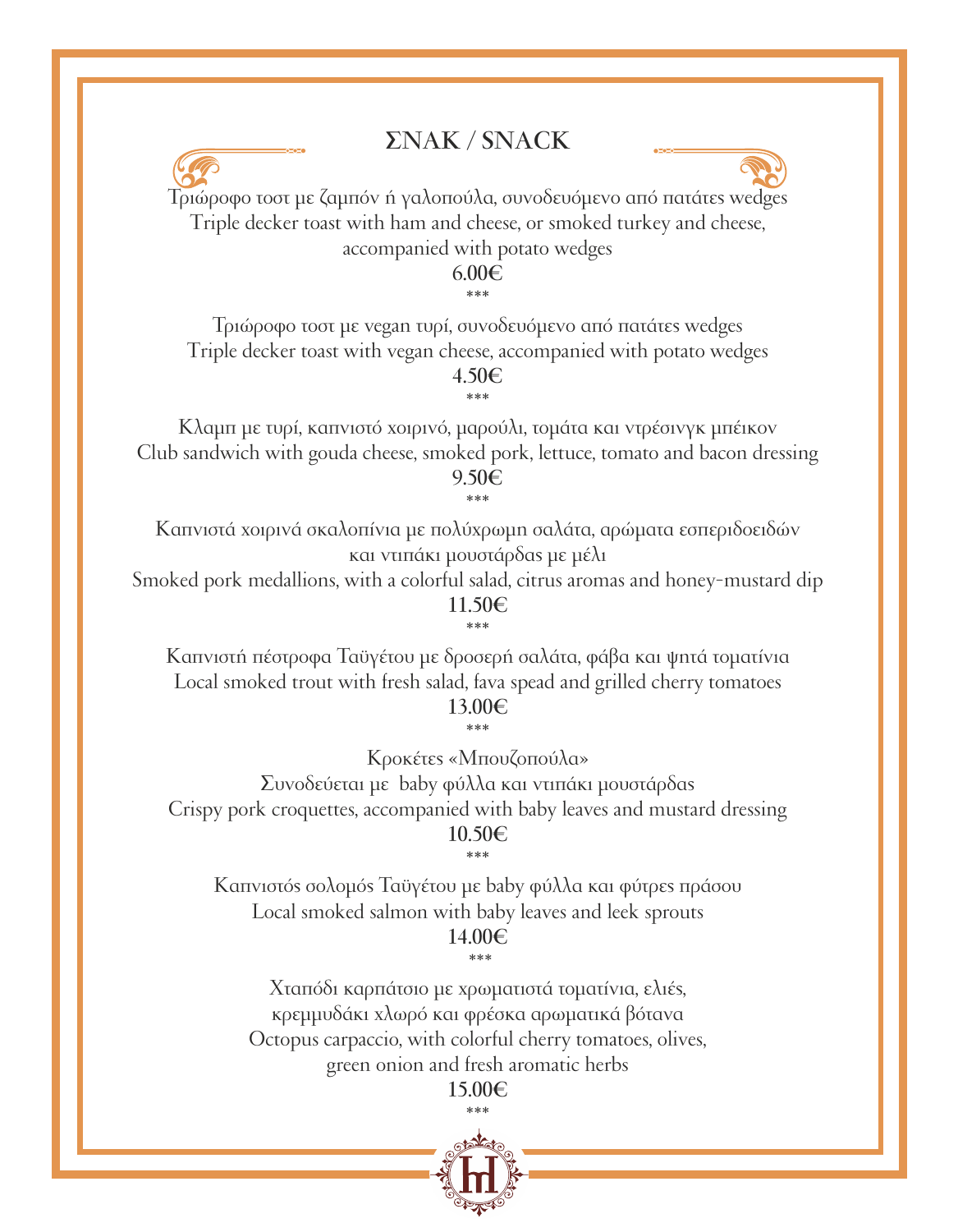# ΣΝΑΚ / SNACK

Τριώροφο τοστ με ζαμπόν ή γαλοπούλα, συνοδευόμενο από πατάτες wedges
Triple decker toast with ham and cheese, or smoked turkey and cheese, accompanied with potato wedges
**6.00€**

***

Τριώροφο τοστ με vegan τυρί, συνοδευόμενο από πατάτες wedges
Triple decker toast with vegan cheese, accompanied with potato wedges
**4.50€**

***

Κλαμπ με τυρί, καπνιστό χοιρινό, μαρούλι, τομάτα και ντρέσινγκ μπέικον
Club sandwich with gouda cheese, smoked pork, lettuce, tomato and bacon dressing
**9.50€**

***

Καπνιστά χοιρινά σκαλοπίνια με πολύχρωμη σαλάτα, αρώματα εσπεριδοειδών και ντιπάκι μουστάρδας με μέλι
Smoked pork medallions, with a colorful salad, citrus aromas and honey-mustard dip
**11.50€**

***

Καπνιστή πέστροφα Ταϋγέτου με δροσερή σαλάτα, φάβα και ψητά τοματίνια
Local smoked trout with fresh salad, fava spead and grilled cherry tomatoes
**13.00€**

***

Κροκέτες «Μπουζοπούλα»
Συνοδεύεται με baby φύλλα και ντιπάκι μουστάρδας
Crispy pork croquettes, accompanied with baby leaves and mustard dressing
**10.50€**

***

Καπνιστός σολομός Ταϋγέτου με baby φύλλα και φύτρες πράσου
Local smoked salmon with baby leaves and leek sprouts
**14.00€**

***

Χταπόδι καρπάτσιο με χρωματιστά τοματίνια, ελιές, κρεμμυδάκι χλωρό και φρέσκα αρωματικά βότανα
Octopus carpaccio, with colorful cherry tomatoes, olives, green onion and fresh aromatic herbs
**15.00€**

***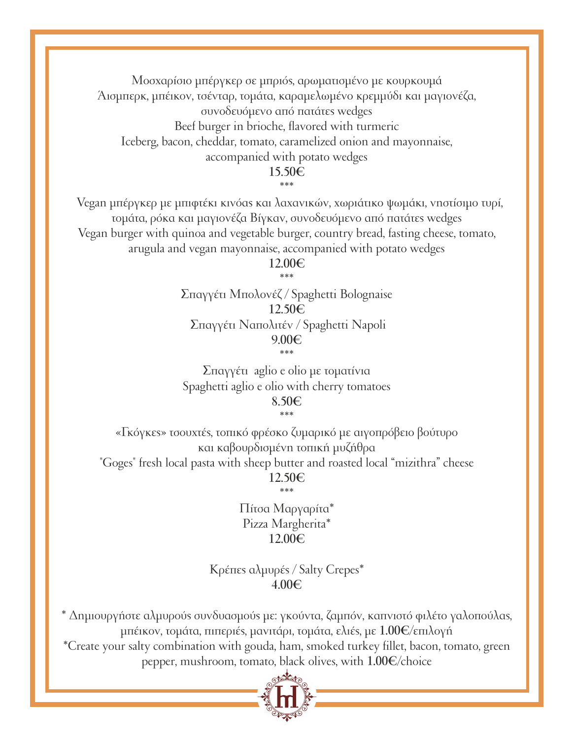Μοσχαρίσιο μπέργκερ σε μπριός, αρωματισμένο με κουρκουμά
Άισμπεργκ, μπέικον, τσένταρ, τομάτα, καραμελωμένο κρεμμύδι και μαγιονέζα,
συνοδευόμενο από πατάτες wedges
Beef burger in brioche, flavored with turmeric
Iceberg, bacon, cheddar, tomato, caramelized onion and mayonnaise,
accompanied with potato wedges
**15.50€**

\*\*\*

Vegan μπέργκερ με μπιφτέκι κινόας και λαχανικών, χωριάτικο ψωμάκι, νηστίσιμο τυρί,
τομάτα, ρόκα και μαγιονέζα Βίγκαν, συνοδευόμενο από πατάτες wedges
Vegan burger with quinoa and vegetable burger, country bread, fasting cheese, tomato,
arugula and vegan mayonnaise, accompanied with potato wedges
**12.00€**

\*\*\*

Σπαγγέτι Μπολονέζ / Spaghetti Bolognaise
**12.50€**
Σπαγγέτι Ναπολιτέν / Spaghetti Napoli
**9.00€**

\*\*\*

Σπαγγέτι aglio e olio με τοματίνια
Spaghetti aglio e olio with cherry tomatoes
**8.50€**

\*\*\*

«Γκόγκες» τσουχτές, τοπικό φρέσκο ζυμαρικό με αιγοπρόβειο βούτυρο
και καβουρδισμένη τοπική μυζήθρα
"Goges" fresh local pasta with sheep butter and roasted local "mizithra" cheese
**12.50€**

\*\*\*

Πίτσα Μαργαρίτα*
Pizza Margherita*
**12.00€**

Κρέπες αλμυρές / Salty Crepes*
**4.00€**

\* Δημιουργήστε αλμυρούς συνδυασμούς με: γκούντα, ζαμπόν, καπνιστό φιλέτο γαλοπούλας,
μπέικον, τομάτα, πιπεριές, μανιτάρι, τομάτα, ελιές, με **1.00€**/επιλογή
\*Create your salty combination with gouda, ham, smoked turkey fillet, bacon, tomato, green
pepper, mushroom, tomato, black olives, with **1.00€**/choice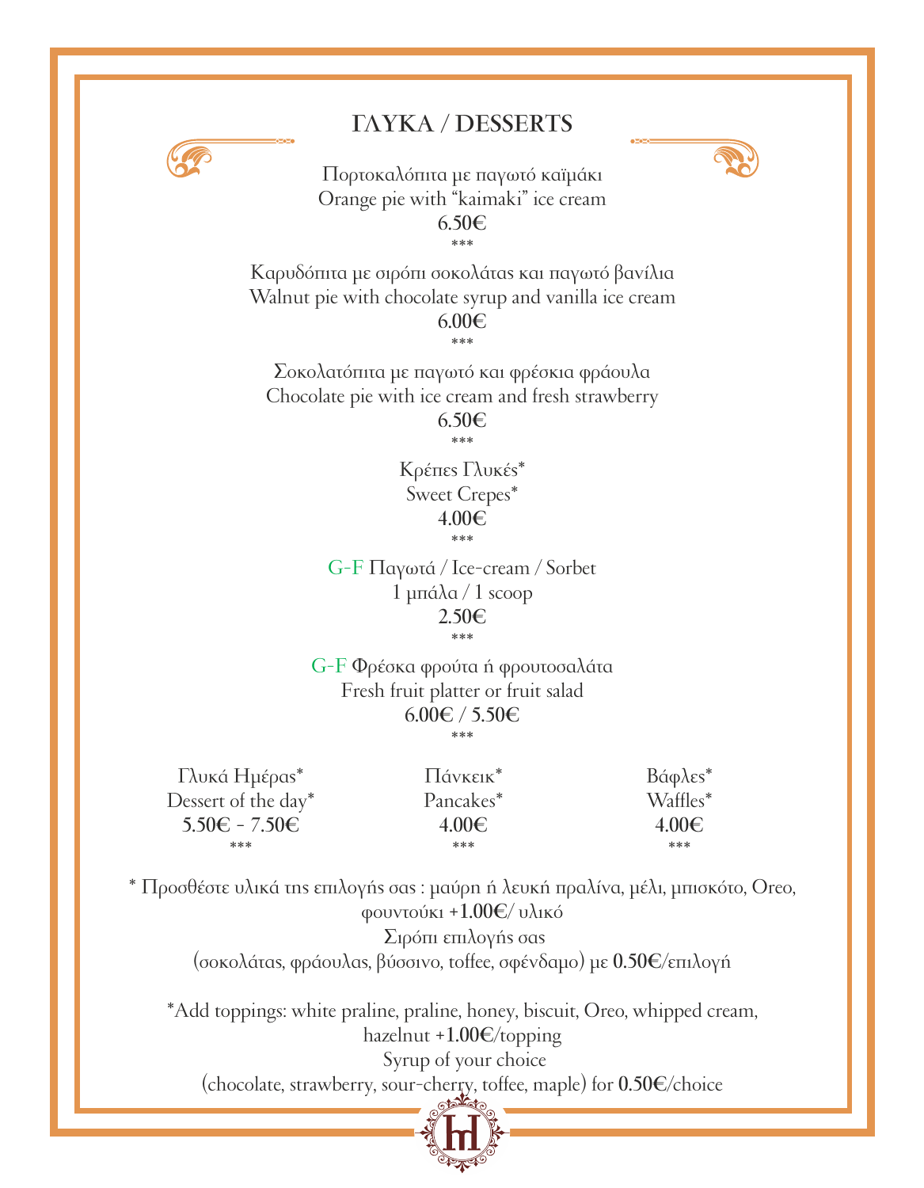# ΓΛΥΚΑ / DESSERTS

Πορτοκαλόπιτα με παγωτό καϊμάκι
Orange pie with "kaimaki" ice cream
**6.50€**
***

Καρυδόπιτα με σιρόπι σοκολάτας και παγωτό βανίλια
Walnut pie with chocolate syrup and vanilla ice cream
**6.00€**
***

Σοκολατόπιτα με παγωτό και φρέσκια φράουλα
Chocolate pie with ice cream and fresh strawberry
**6.50€**
***

Κρέπες Γλυκές*
Sweet Crepes*
**4.00€**
***

G-F Παγωτά / Ice-cream / Sorbet
1 μπάλα / 1 scoop
**2.50€**
***

G-F Φρέσκα φρούτα ή φρουτοσαλάτα
Fresh fruit platter or fruit salad
**6.00€ / 5.50€**
***

Γλυκά Ημέρας*
Dessert of the day*
**5.50€ - 7.50€**
***

Πάνκεικ*
Pancakes*
**4.00€**
***

Βάφλες*
Waffles*
**4.00€**
***

* Προσθέστε υλικά της επιλογής σας : μαύρη ή λευκή πραλίνα, μέλι, μπισκότο, Oreo, φουντούκι **+1.00€**/ υλικό
Σιρόπι επιλογής σας
(σοκολάτας, φράουλας, βύσσινο, toffee, σφένδαμο) με **0.50€**/επιλογή

*Add toppings: white praline, praline, honey, biscuit, Oreo, whipped cream, hazelnut **+1.00€**/topping
Syrup of your choice
(chocolate, strawberry, sour-cherry, toffee, maple) for **0.50€**/choice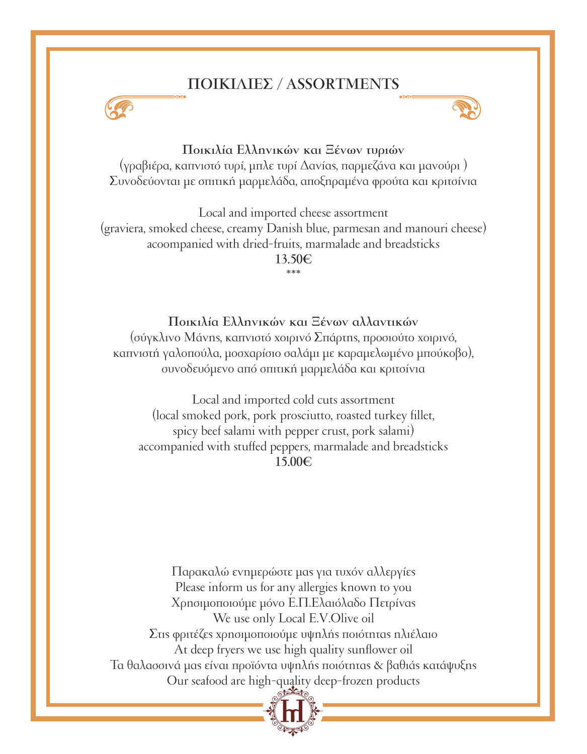# ΠΟΙΚΙΛΙΕΣ / ASSORTMENTS

**Ποικιλία Ελληνικών και Ξένων τυριών**
(γραβιέρα, καπνιστό τυρί, μπλε τυρί Δανίας, παρμεζάνα και μανούρι )
Συνοδεύονται με σπιτική μαρμελάδα, αποξηραμένα φρούτα και κριτσίνια

Local and imported cheese assortment
(graviera, smoked cheese, creamy Danish blue, parmesan and manouri cheese)
acoompanied with dried-fruits, marmalade and breadsticks
**13.50€**

***

**Ποικιλία Ελληνικών και Ξένων αλλαντικών**
(σύγκλινο Μάνης, καπνιστό χοιρινό Σπάρτης, προσιούτο χοιρινό,
καπνιστή γαλοπούλα, μοσχαρίσιο σαλάμι με καραμελωμένο μπούκοβο),
συνοδευόμενο από σπιτική μαρμελάδα και κριτσίνια

Local and imported cold cuts assortment
(local smoked pork, pork prosciutto, roasted turkey fillet,
spicy beef salami with pepper crust, pork salami)
accompanied with stuffed peppers, marmalade and breadsticks
**15.00€**

Παρακαλώ ενημερώστε μας για τυχόν αλλεργίες
Please inform us for any allergies known to you
Χρησιμοποιούμε μόνο Ε.Π.Ελαιόλαδο Πετρίνας
We use only Local E.V.Olive oil
Στις φριτέζες χρησιμοποιούμε υψηλής ποιότητας ηλιέλαιο
At deep fryers we use high quality sunflower oil
Τα θαλασσινά μας είναι προϊόντα υψηλής ποιότητας & βαθιάς κατάψυξης
Our seafood are high-quality deep-frozen products